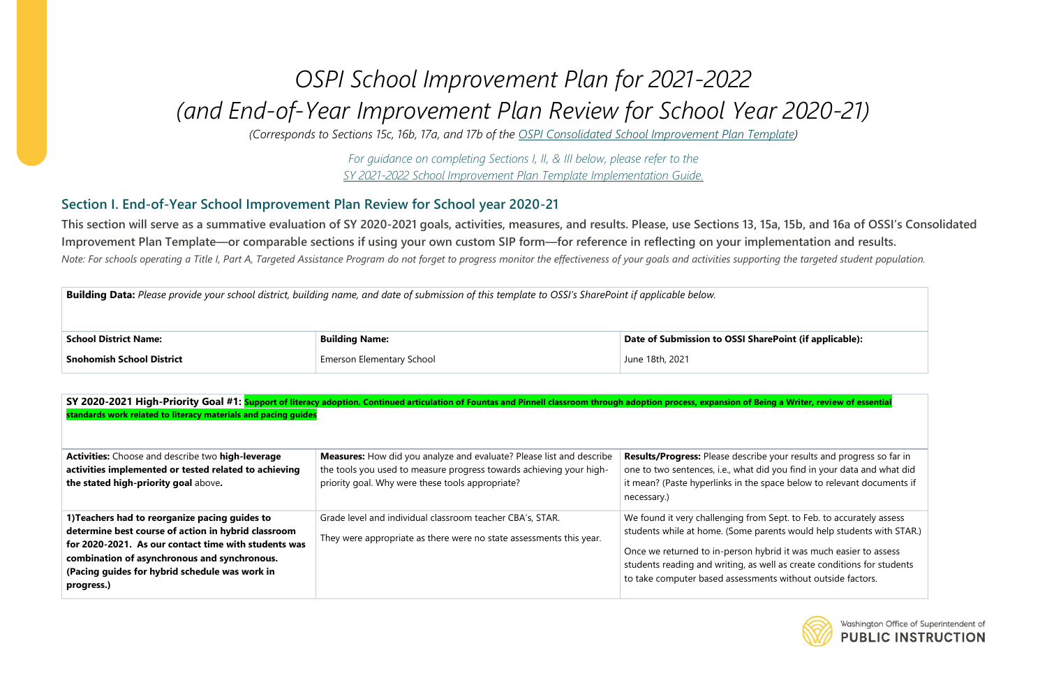# *OSPI School Improvement Plan for 2021-2022*

# *(and End-of-Year Improvement Plan Review for School Year 2020-21)*

*(Corresponds to Sections 15c, 16b, 17a, and 17b of the OSPI Consolidated School Improvement Plan Template)*

*For guidance on completing Sections I, II, & III below, please refer to the*
*SY 2021-2022 School Improvement Plan Template Implementation Guide.*

## Section I. End-of-Year School Improvement Plan Review for School year 2020-21

**This section will serve as a summative evaluation of SY 2020-2021 goals, activities, measures, and results. Please, use Sections 13, 15a, 15b, and 16a of OSSI's Consolidated Improvement Plan Template—or comparable sections if using your own custom SIP form—for reference in reflecting on your implementation and results.**

*Note: For schools operating a Title I, Part A, Targeted Assistance Program do not forget to progress monitor the effectiveness of your goals and activities supporting the targeted student population.*

| **Building Data:** *Please provide your school district, building name, and date of submission of this template to OSSI's SharePoint if applicable below.* | | |
|---|---|---|
| **School District Name:** | **Building Name:** | **Date of Submission to OSSI SharePoint (if applicable):** |
| **Snohomish School District** | Emerson Elementary School | June 18th, 2021 |

| **SY 2020-2021 High-Priority Goal #1:** **Support of literacy adoption. Continued articulation of Fountas and Pinnell classroom through adoption process, expansion of Being a Writer, review of essential standards work related to literacy materials and pacing guides** | | |
|---|---|---|
| **Activities:** Choose and describe two **high-leverage activities implemented or tested related to achieving the stated high-priority goal** above**.** | **Measures:** How did you analyze and evaluate? Please list and describe the tools you used to measure progress towards achieving your high-priority goal. Why were these tools appropriate? | **Results/Progress:** Please describe your results and progress so far in one to two sentences, i.e., what did you find in your data and what did it mean? (Paste hyperlinks in the space below to relevant documents if necessary.) |
| **1)Teachers had to reorganize pacing guides to determine best course of action in hybrid classroom for 2020-2021. As our contact time with students was combination of asynchronous and synchronous. (Pacing guides for hybrid schedule was work in progress.)** | Grade level and individual classroom teacher CBA's, STAR.<br><br>They were appropriate as there were no state assessments this year. | We found it very challenging from Sept. to Feb. to accurately assess students while at home. (Some parents would help students with STAR.)<br><br>Once we returned to in-person hybrid it was much easier to assess students reading and writing, as well as create conditions for students to take computer based assessments without outside factors. |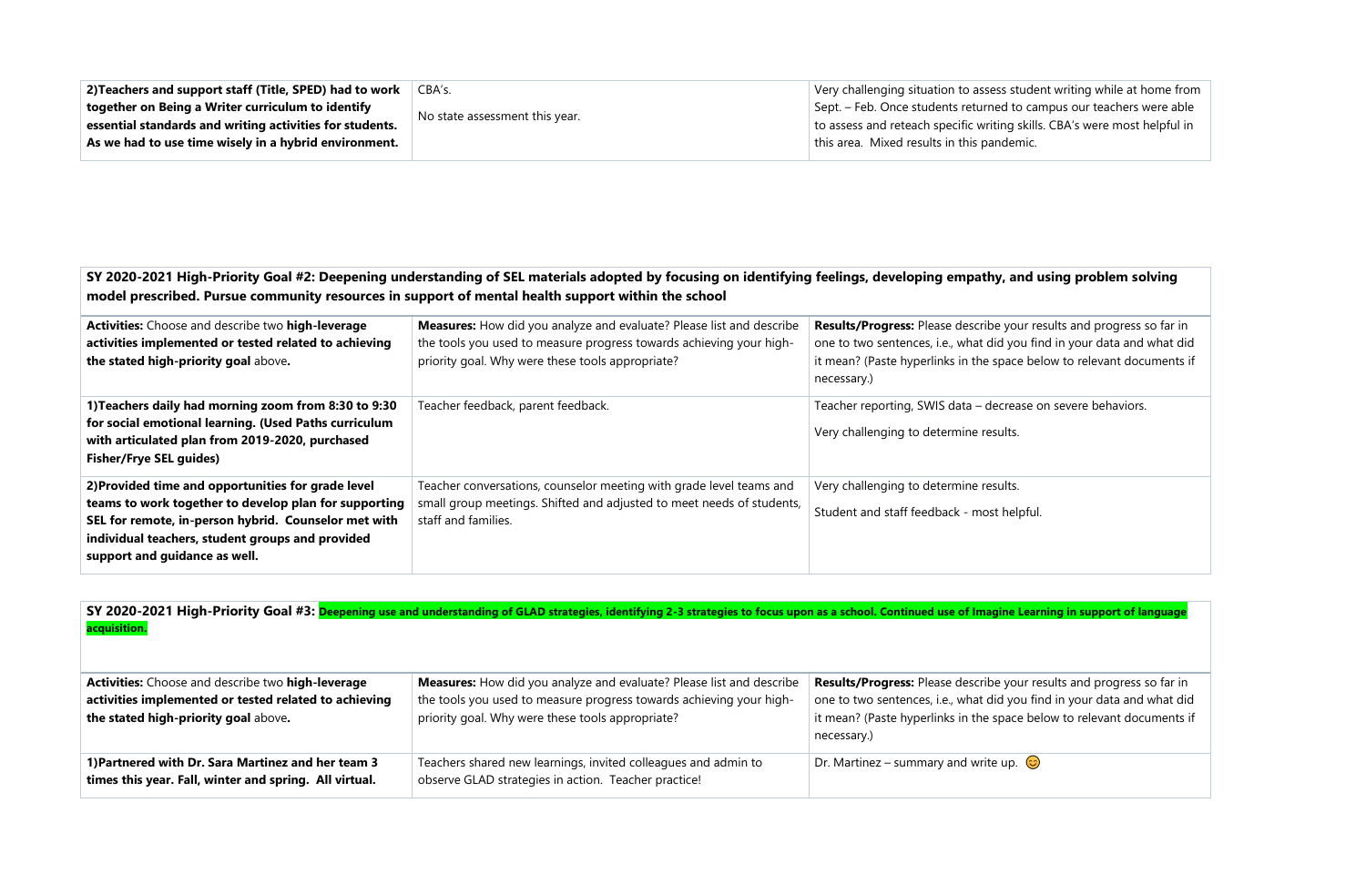| | | |
|---|---|---|
| **2)Teachers and support staff (Title, SPED) had to work together on Being a Writer curriculum to identify essential standards and writing activities for students. As we had to use time wisely in a hybrid environment.** | CBA's.<br><br>No state assessment this year. | Very challenging situation to assess student writing while at home from Sept. – Feb. Once students returned to campus our teachers were able to assess and reteach specific writing skills. CBA's were most helpful in this area. Mixed results in this pandemic. |

**SY 2020-2021 High-Priority Goal #2: Deepening understanding of SEL materials adopted by focusing on identifying feelings, developing empathy, and using problem solving model prescribed. Pursue community resources in support of mental health support within the school**

| **Activities:** Choose and describe two **high-leverage activities implemented or tested related to achieving the stated high-priority goal** above**.** | **Measures:** How did you analyze and evaluate? Please list and describe the tools you used to measure progress towards achieving your high-priority goal. Why were these tools appropriate? | **Results/Progress:** Please describe your results and progress so far in one to two sentences, i.e., what did you find in your data and what did it mean? (Paste hyperlinks in the space below to relevant documents if necessary.) |
|---|---|---|
| **1)Teachers daily had morning zoom from 8:30 to 9:30 for social emotional learning. (Used Paths curriculum with articulated plan from 2019-2020, purchased Fisher/Frye SEL guides)** | Teacher feedback, parent feedback. | Teacher reporting, SWIS data – decrease on severe behaviors.<br><br>Very challenging to determine results. |
| **2)Provided time and opportunities for grade level teams to work together to develop plan for supporting SEL for remote, in-person hybrid. Counselor met with individual teachers, student groups and provided support and guidance as well.** | Teacher conversations, counselor meeting with grade level teams and small group meetings. Shifted and adjusted to meet needs of students, staff and families. | Very challenging to determine results.<br><br>Student and staff feedback - most helpful. |

**SY 2020-2021 High-Priority Goal #3: Deepening use and understanding of GLAD strategies, identifying 2-3 strategies to focus upon as a school. Continued use of Imagine Learning in support of language acquisition.**

| **Activities:** Choose and describe two **high-leverage activities implemented or tested related to achieving the stated high-priority goal** above**.** | **Measures:** How did you analyze and evaluate? Please list and describe the tools you used to measure progress towards achieving your high-priority goal. Why were these tools appropriate? | **Results/Progress:** Please describe your results and progress so far in one to two sentences, i.e., what did you find in your data and what did it mean? (Paste hyperlinks in the space below to relevant documents if necessary.) |
|---|---|---|
| **1)Partnered with Dr. Sara Martinez and her team 3 times this year. Fall, winter and spring. All virtual.** | Teachers shared new learnings, invited colleagues and admin to observe GLAD strategies in action. Teacher practice! | Dr. Martinez – summary and write up. 😊 |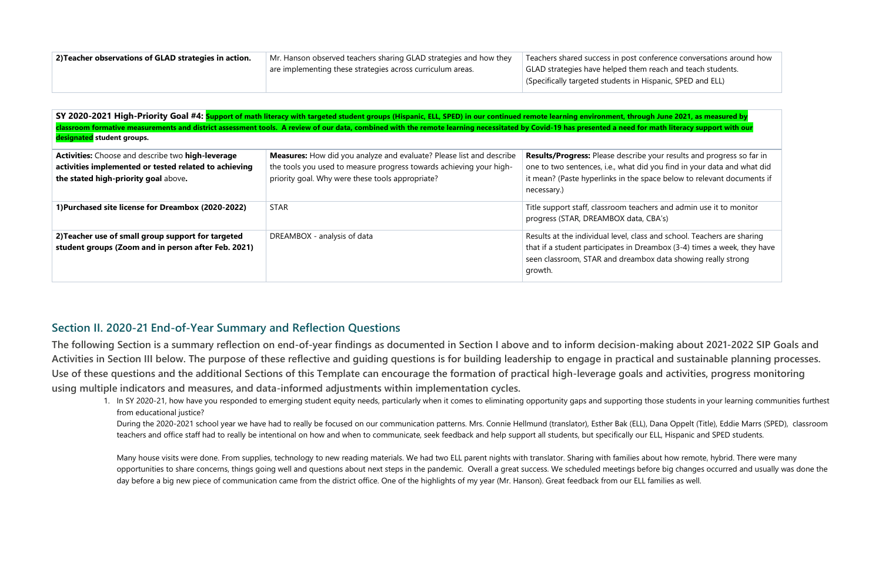| | | |
|---|---|---|
| **2)Teacher observations of GLAD strategies in action.** | Mr. Hanson observed teachers sharing GLAD strategies and how they are implementing these strategies across curriculum areas. | Teachers shared success in post conference conversations around how GLAD strategies have helped them reach and teach students. (Specifically targeted students in Hispanic, SPED and ELL) |

**SY 2020-2021 High-Priority Goal #4: Support of math literacy with targeted student groups (Hispanic, ELL, SPED) in our continued remote learning environment, through June 2021, as measured by classroom formative measurements and district assessment tools. A review of our data, combined with the remote learning necessitated by Covid-19 has presented a need for math literacy support with our designated student groups.**

| **Activities:** Choose and describe two **high-leverage activities implemented or tested related to achieving the stated high-priority goal** above**.** | **Measures:** How did you analyze and evaluate? Please list and describe the tools you used to measure progress towards achieving your high-priority goal. Why were these tools appropriate? | **Results/Progress:** Please describe your results and progress so far in one to two sentences, i.e., what did you find in your data and what did it mean? (Paste hyperlinks in the space below to relevant documents if necessary.) |
|---|---|---|
| **1)Purchased site license for Dreambox (2020-2022)** | STAR | Title support staff, classroom teachers and admin use it to monitor progress (STAR, DREAMBOX data, CBA's) |
| **2)Teacher use of small group support for targeted student groups (Zoom and in person after Feb. 2021)** | DREAMBOX - analysis of data | Results at the individual level, class and school. Teachers are sharing that if a student participates in Dreambox (3-4) times a week, they have seen classroom, STAR and dreambox data showing really strong growth. |

## Section II. 2020-21 End-of-Year Summary and Reflection Questions

**The following Section is a summary reflection on end-of-year findings as documented in Section I above and to inform decision-making about 2021-2022 SIP Goals and Activities in Section III below. The purpose of these reflective and guiding questions is for building leadership to engage in practical and sustainable planning processes. Use of these questions and the additional Sections of this Template can encourage the formation of practical high-leverage goals and activities, progress monitoring using multiple indicators and measures, and data-informed adjustments within implementation cycles.**

1. In SY 2020-21, how have you responded to emerging student equity needs, particularly when it comes to eliminating opportunity gaps and supporting those students in your learning communities furthest from educational justice?

   During the 2020-2021 school year we have had to really be focused on our communication patterns. Mrs. Connie Hellmund (translator), Esther Bak (ELL), Dana Oppelt (Title), Eddie Marrs (SPED), classroom teachers and office staff had to really be intentional on how and when to communicate, seek feedback and help support all students, but specifically our ELL, Hispanic and SPED students.

   Many house visits were done. From supplies, technology to new reading materials. We had two ELL parent nights with translator. Sharing with families about how remote, hybrid. There were many opportunities to share concerns, things going well and questions about next steps in the pandemic. Overall a great success. We scheduled meetings before big changes occurred and usually was done the day before a big new piece of communication came from the district office. One of the highlights of my year (Mr. Hanson). Great feedback from our ELL families as well.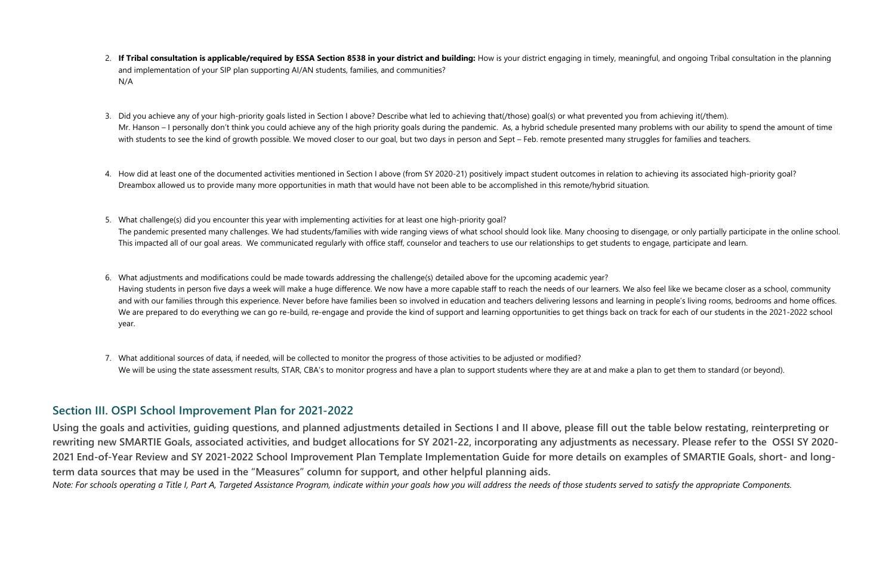2. **If Tribal consultation is applicable/required by ESSA Section 8538 in your district and building:** How is your district engaging in timely, meaningful, and ongoing Tribal consultation in the planning and implementation of your SIP plan supporting AI/AN students, families, and communities?
   N/A

3. Did you achieve any of your high-priority goals listed in Section I above? Describe what led to achieving that(/those) goal(s) or what prevented you from achieving it(/them).
   Mr. Hanson – I personally don't think you could achieve any of the high priority goals during the pandemic. As, a hybrid schedule presented many problems with our ability to spend the amount of time with students to see the kind of growth possible. We moved closer to our goal, but two days in person and Sept – Feb. remote presented many struggles for families and teachers.

4. How did at least one of the documented activities mentioned in Section I above (from SY 2020-21) positively impact student outcomes in relation to achieving its associated high-priority goal?
   Dreambox allowed us to provide many more opportunities in math that would have not been able to be accomplished in this remote/hybrid situation.

5. What challenge(s) did you encounter this year with implementing activities for at least one high-priority goal?
   The pandemic presented many challenges. We had students/families with wide ranging views of what school should look like. Many choosing to disengage, or only partially participate in the online school. This impacted all of our goal areas. We communicated regularly with office staff, counselor and teachers to use our relationships to get students to engage, participate and learn.

6. What adjustments and modifications could be made towards addressing the challenge(s) detailed above for the upcoming academic year?
   Having students in person five days a week will make a huge difference. We now have a more capable staff to reach the needs of our learners. We also feel like we became closer as a school, community and with our families through this experience. Never before have families been so involved in education and teachers delivering lessons and learning in people's living rooms, bedrooms and home offices. We are prepared to do everything we can go re-build, re-engage and provide the kind of support and learning opportunities to get things back on track for each of our students in the 2021-2022 school year.

7. What additional sources of data, if needed, will be collected to monitor the progress of those activities to be adjusted or modified?
   We will be using the state assessment results, STAR, CBA's to monitor progress and have a plan to support students where they are at and make a plan to get them to standard (or beyond).

## Section III. OSPI School Improvement Plan for 2021-2022

**Using the goals and activities, guiding questions, and planned adjustments detailed in Sections I and II above, please fill out the table below restating, reinterpreting or rewriting new SMARTIE Goals, associated activities, and budget allocations for SY 2021-22, incorporating any adjustments as necessary. Please refer to the OSSI SY 2020-2021 End-of-Year Review and SY 2021-2022 School Improvement Plan Template Implementation Guide for more details on examples of SMARTIE Goals, short- and long-term data sources that may be used in the "Measures" column for support, and other helpful planning aids.**

*Note: For schools operating a Title I, Part A, Targeted Assistance Program, indicate within your goals how you will address the needs of those students served to satisfy the appropriate Components.*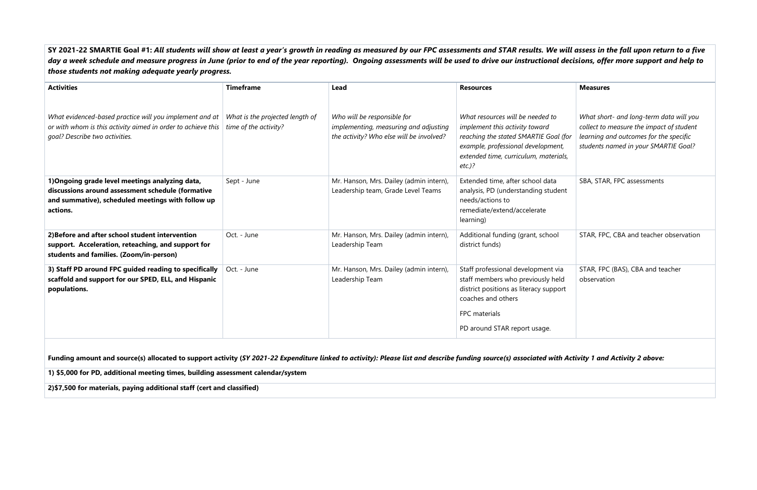**SY 2021-22 SMARTIE Goal #1:** ***All students will show at least a year's growth in reading as measured by our FPC assessments and STAR results. We will assess in the fall upon return to a five day a week schedule and measure progress in June (prior to end of the year reporting). Ongoing assessments will be used to drive our instructional decisions, offer more support and help to those students not making adequate yearly progress.***

| **Activities** | **Timeframe** | **Lead** | **Resources** | **Measures** |
|---|---|---|---|---|
| *What evidenced-based practice will you implement and at or with whom is this activity aimed in order to achieve this goal? Describe two activities.* | *What is the projected length of time of the activity?* | *Who will be responsible for implementing, measuring and adjusting the activity? Who else will be involved?* | *What resources will be needed to implement this activity toward reaching the stated SMARTIE Goal (for example, professional development, extended time, curriculum, materials, etc.)?* | *What short- and long-term data will you collect to measure the impact of student learning and outcomes for the specific students named in your SMARTIE Goal?* |
| **1)Ongoing grade level meetings analyzing data, discussions around assessment schedule (formative and summative), scheduled meetings with follow up actions.** | Sept - June | Mr. Hanson, Mrs. Dailey (admin intern), Leadership team, Grade Level Teams | Extended time, after school data analysis, PD (understanding student needs/actions to remediate/extend/accelerate learning) | SBA, STAR, FPC assessments |
| **2)Before and after school student intervention support. Acceleration, reteaching, and support for students and families. (Zoom/in-person)** | Oct. - June | Mr. Hanson, Mrs. Dailey (admin intern), Leadership Team | Additional funding (grant, school district funds) | STAR, FPC, CBA and teacher observation |
| **3) Staff PD around FPC guided reading to specifically scaffold and support for our SPED, ELL, and Hispanic populations.** | Oct. - June | Mr. Hanson, Mrs. Dailey (admin intern), Leadership Team | Staff professional development via staff members who previously held district positions as literacy support coaches and others<br><br>FPC materials<br><br>PD around STAR report usage. | STAR, FPC (BAS), CBA and teacher observation |

**Funding amount and source(s) allocated to support activity (*SY 2021-22 Expenditure linked to activity): Please list and describe funding source(s) associated with Activity 1 and Activity 2 above:***

**1) $5,000 for PD, additional meeting times, building assessment calendar/system**

**2)$7,500 for materials, paying additional staff (cert and classified)**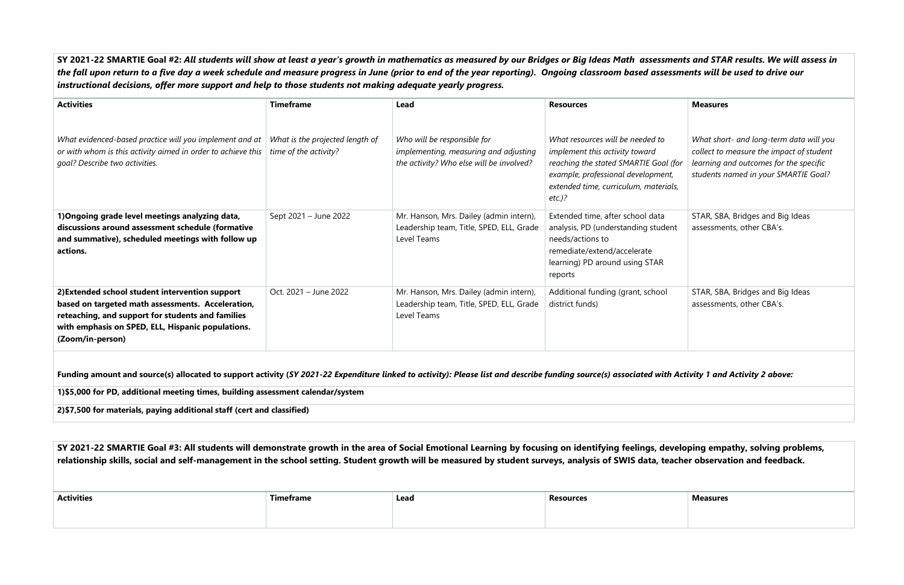**SY 2021-22 SMARTIE Goal #2:** ***All students will show at least a year's growth in mathematics as measured by our Bridges or Big Ideas Math assessments and STAR results. We will assess in the fall upon return to a five day a week schedule and measure progress in June (prior to end of the year reporting). Ongoing classroom based assessments will be used to drive our instructional decisions, offer more support and help to those students not making adequate yearly progress.***

| **Activities** | **Timeframe** | **Lead** | **Resources** | **Measures** |
|---|---|---|---|---|
| *What evidenced-based practice will you implement and at or with whom is this activity aimed in order to achieve this goal? Describe two activities.* | *What is the projected length of time of the activity?* | *Who will be responsible for implementing, measuring and adjusting the activity? Who else will be involved?* | *What resources will be needed to implement this activity toward reaching the stated SMARTIE Goal (for example, professional development, extended time, curriculum, materials, etc.)?* | *What short- and long-term data will you collect to measure the impact of student learning and outcomes for the specific students named in your SMARTIE Goal?* |
| **1)Ongoing grade level meetings analyzing data, discussions around assessment schedule (formative and summative), scheduled meetings with follow up actions.** | Sept 2021 – June 2022 | Mr. Hanson, Mrs. Dailey (admin intern), Leadership team, Title, SPED, ELL, Grade Level Teams | Extended time, after school data analysis, PD (understanding student needs/actions to remediate/extend/accelerate learning) PD around using STAR reports | STAR, SBA, Bridges and Big Ideas assessments, other CBA's. |
| **2)Extended school student intervention support based on targeted math assessments. Acceleration, reteaching, and support for students and families with emphasis on SPED, ELL, Hispanic populations. (Zoom/in-person)** | Oct. 2021 – June 2022 | Mr. Hanson, Mrs. Dailey (admin intern), Leadership team, Title, SPED, ELL, Grade Level Teams | Additional funding (grant, school district funds) | STAR, SBA, Bridges and Big Ideas assessments, other CBA's. |

**Funding amount and source(s) allocated to support activity (*SY 2021-22 Expenditure linked to activity): Please list and describe funding source(s) associated with Activity 1 and Activity 2 above:***

**1)$5,000 for PD, additional meeting times, building assessment calendar/system**

**2)$7,500 for materials, paying additional staff (cert and classified)**

**SY 2021-22 SMARTIE Goal #3: All students will demonstrate growth in the area of Social Emotional Learning by focusing on identifying feelings, developing empathy, solving problems, relationship skills, social and self-management in the school setting. Student growth will be measured by student surveys, analysis of SWIS data, teacher observation and feedback.**

| **Activities** | **Timeframe** | **Lead** | **Resources** | **Measures** |
|---|---|---|---|---|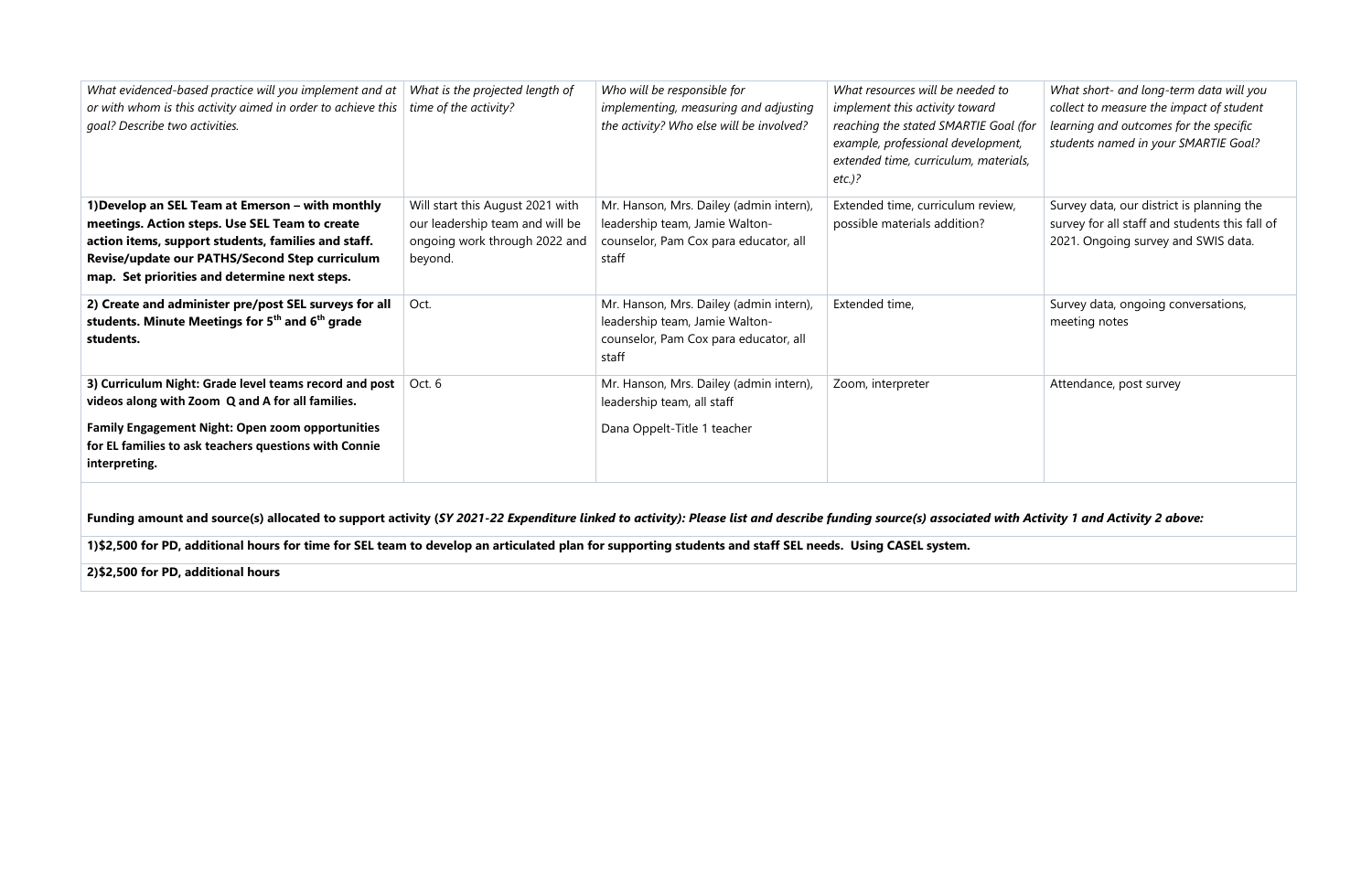| *What evidenced-based practice will you implement and at or with whom is this activity aimed in order to achieve this goal? Describe two activities.* | *What is the projected length of time of the activity?* | *Who will be responsible for implementing, measuring and adjusting the activity? Who else will be involved?* | *What resources will be needed to implement this activity toward reaching the stated SMARTIE Goal (for example, professional development, extended time, curriculum, materials, etc.)?* | *What short- and long-term data will you collect to measure the impact of student learning and outcomes for the specific students named in your SMARTIE Goal?* |
|---|---|---|---|---|
| **1)Develop an SEL Team at Emerson – with monthly meetings. Action steps. Use SEL Team to create action items, support students, families and staff. Revise/update our PATHS/Second Step curriculum map. Set priorities and determine next steps.** | Will start this August 2021 with our leadership team and will be ongoing work through 2022 and beyond. | Mr. Hanson, Mrs. Dailey (admin intern), leadership team, Jamie Walton-counselor, Pam Cox para educator, all staff | Extended time, curriculum review, possible materials addition? | Survey data, our district is planning the survey for all staff and students this fall of 2021. Ongoing survey and SWIS data. |
| **2) Create and administer pre/post SEL surveys for all students. Minute Meetings for 5th and 6th grade students.** | Oct. | Mr. Hanson, Mrs. Dailey (admin intern), leadership team, Jamie Walton-counselor, Pam Cox para educator, all staff | Extended time, | Survey data, ongoing conversations, meeting notes |
| **3) Curriculum Night: Grade level teams record and post videos along with Zoom Q and A for all families.**<br><br>**Family Engagement Night: Open zoom opportunities for EL families to ask teachers questions with Connie interpreting.** | Oct. 6 | Mr. Hanson, Mrs. Dailey (admin intern), leadership team, all staff<br><br>Dana Oppelt-Title 1 teacher | Zoom, interpreter | Attendance, post survey |

**Funding amount and source(s) allocated to support activity (*SY 2021-22 Expenditure linked to activity): Please list and describe funding source(s) associated with Activity 1 and Activity 2 above:***

**1)$2,500 for PD, additional hours for time for SEL team to develop an articulated plan for supporting students and staff SEL needs. Using CASEL system.**

**2)$2,500 for PD, additional hours**